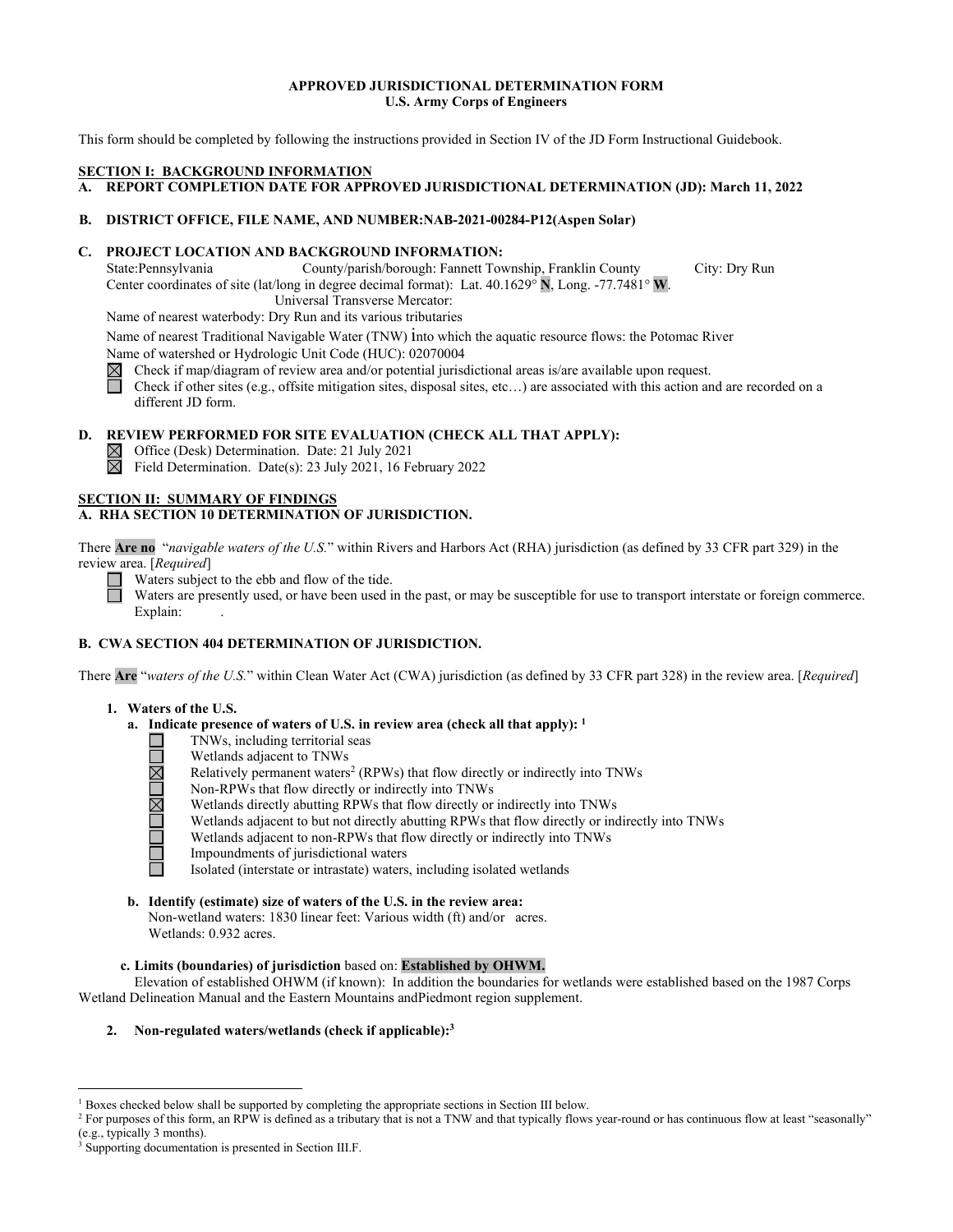**APPROVED JURISDICTIONAL DETERMINATION FORM**
**U.S. Army Corps of Engineers**

This form should be completed by following the instructions provided in Section IV of the JD Form Instructional Guidebook.

## SECTION I: BACKGROUND INFORMATION

**A. REPORT COMPLETION DATE FOR APPROVED JURISDICTIONAL DETERMINATION (JD): March 11, 2022**

**B. DISTRICT OFFICE, FILE NAME, AND NUMBER:NAB-2021-00284-P12(Aspen Solar)**

**C. PROJECT LOCATION AND BACKGROUND INFORMATION:**

State:Pennsylvania County/parish/borough: Fannett Township, Franklin County City: Dry Run

Center coordinates of site (lat/long in degree decimal format): Lat. 40.1629° **N**, Long. -77.7481° **W**.

Universal Transverse Mercator:

Name of nearest waterbody: Dry Run and its various tributaries

Name of nearest Traditional Navigable Water (TNW) into which the aquatic resource flows: the Potomac River

Name of watershed or Hydrologic Unit Code (HUC): 02070004

☒ Check if map/diagram of review area and/or potential jurisdictional areas is/are available upon request.

☐ Check if other sites (e.g., offsite mitigation sites, disposal sites, etc…) are associated with this action and are recorded on a different JD form.

**D. REVIEW PERFORMED FOR SITE EVALUATION (CHECK ALL THAT APPLY):**

☒ Office (Desk) Determination. Date: 21 July 2021

☒ Field Determination. Date(s): 23 July 2021, 16 February 2022

## SECTION II: SUMMARY OF FINDINGS

**A. RHA SECTION 10 DETERMINATION OF JURISDICTION.**

There **Are no** "*navigable waters of the U.S.*" within Rivers and Harbors Act (RHA) jurisdiction (as defined by 33 CFR part 329) in the review area. [*Required*]

☐ Waters subject to the ebb and flow of the tide.

☐ Waters are presently used, or have been used in the past, or may be susceptible for use to transport interstate or foreign commerce. Explain: .

**B. CWA SECTION 404 DETERMINATION OF JURISDICTION.**

There **Are** "*waters of the U.S.*" within Clean Water Act (CWA) jurisdiction (as defined by 33 CFR part 328) in the review area. [*Required*]

**1. Waters of the U.S.**

**a. Indicate presence of waters of U.S. in review area (check all that apply):** [1]

☐ TNWs, including territorial seas

☐ Wetlands adjacent to TNWs

☒ Relatively permanent waters[2] (RPWs) that flow directly or indirectly into TNWs

☐ Non-RPWs that flow directly or indirectly into TNWs

☒ Wetlands directly abutting RPWs that flow directly or indirectly into TNWs

☐ Wetlands adjacent to but not directly abutting RPWs that flow directly or indirectly into TNWs

☐ Wetlands adjacent to non-RPWs that flow directly or indirectly into TNWs

☐ Impoundments of jurisdictional waters

☐ Isolated (interstate or intrastate) waters, including isolated wetlands

**b. Identify (estimate) size of waters of the U.S. in the review area:**

Non-wetland waters: 1830 linear feet: Various width (ft) and/or acres.

Wetlands: 0.932 acres.

**c. Limits (boundaries) of jurisdiction** based on: **Established by OHWM.**

Elevation of established OHWM (if known): In addition the boundaries for wetlands were established based on the 1987 Corps Wetland Delineation Manual and the Eastern Mountains andPiedmont region supplement.

**2. Non-regulated waters/wetlands (check if applicable):**[3]

---

[1] Boxes checked below shall be supported by completing the appropriate sections in Section III below.

[2] For purposes of this form, an RPW is defined as a tributary that is not a TNW and that typically flows year-round or has continuous flow at least "seasonally" (e.g., typically 3 months).

[3] Supporting documentation is presented in Section III.F.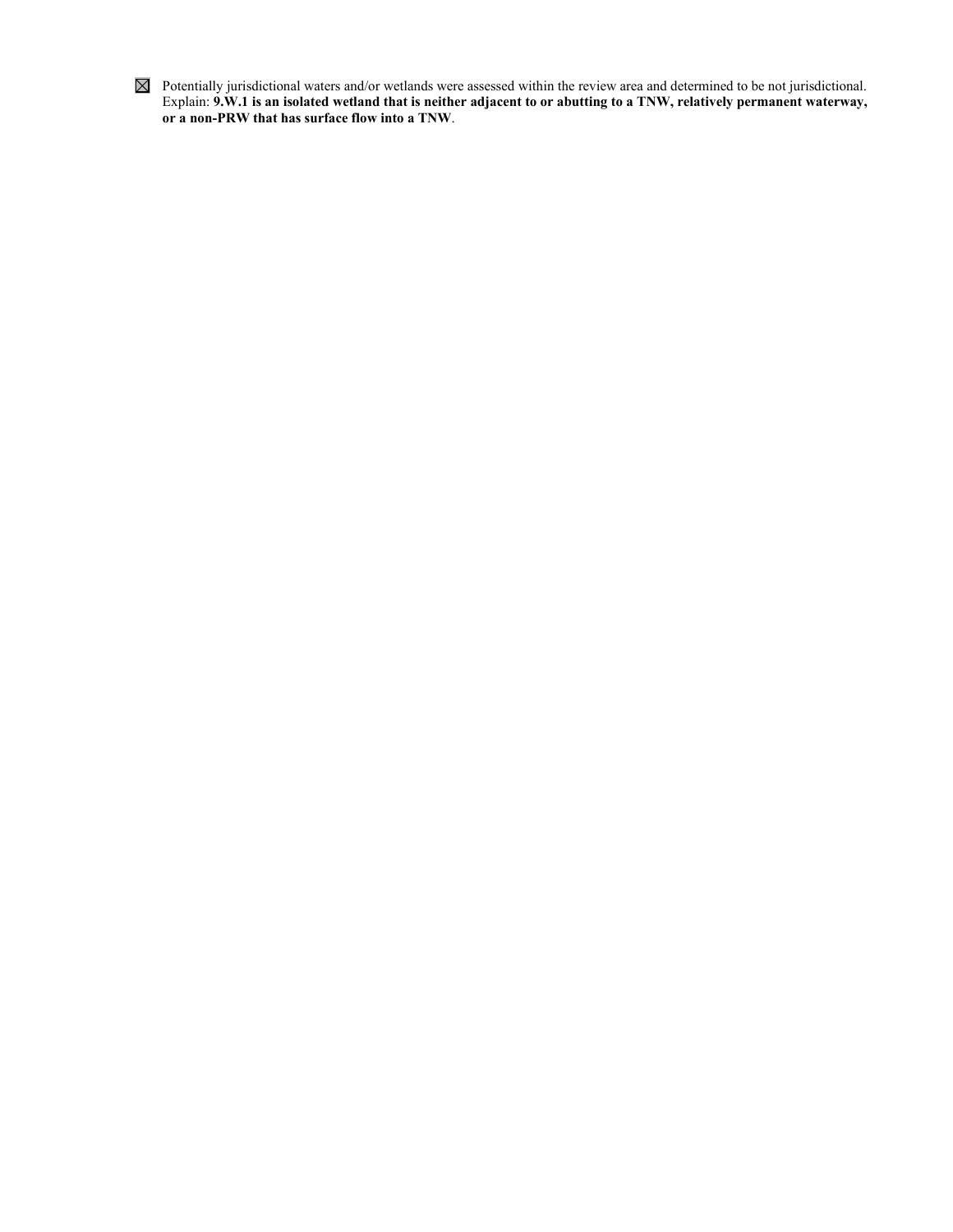☒ Potentially jurisdictional waters and/or wetlands were assessed within the review area and determined to be not jurisdictional. Explain: **9.W.1 is an isolated wetland that is neither adjacent to or abutting to a TNW, relatively permanent waterway, or a non-PRW that has surface flow into a TNW**.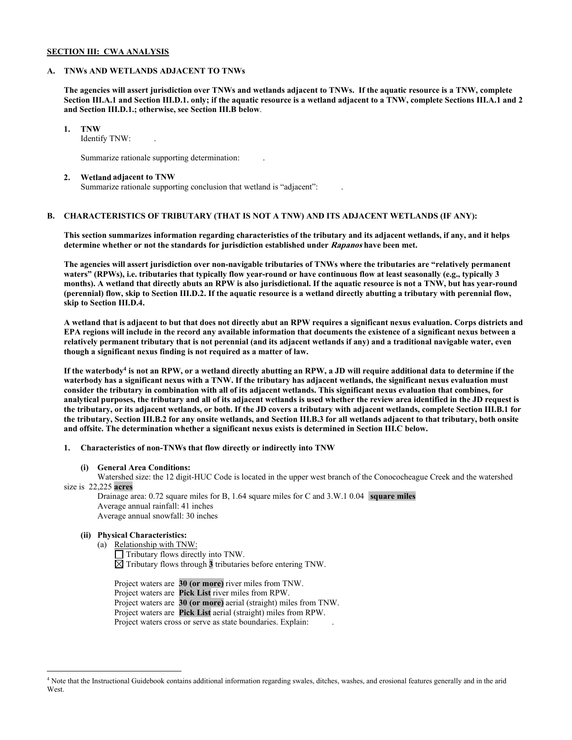**SECTION III: CWA ANALYSIS**

**A. TNWs AND WETLANDS ADJACENT TO TNWs**

**The agencies will assert jurisdiction over TNWs and wetlands adjacent to TNWs. If the aquatic resource is a TNW, complete Section III.A.1 and Section III.D.1. only; if the aquatic resource is a wetland adjacent to a TNW, complete Sections III.A.1 and 2 and Section III.D.1.; otherwise, see Section III.B below**.

**1. TNW**

Identify TNW: .

Summarize rationale supporting determination: .

**2. Wetland adjacent to TNW**

Summarize rationale supporting conclusion that wetland is "adjacent": .

**B. CHARACTERISTICS OF TRIBUTARY (THAT IS NOT A TNW) AND ITS ADJACENT WETLANDS (IF ANY):**

**This section summarizes information regarding characteristics of the tributary and its adjacent wetlands, if any, and it helps determine whether or not the standards for jurisdiction established under *Rapanos* have been met.**

**The agencies will assert jurisdiction over non-navigable tributaries of TNWs where the tributaries are "relatively permanent waters" (RPWs), i.e. tributaries that typically flow year-round or have continuous flow at least seasonally (e.g., typically 3 months). A wetland that directly abuts an RPW is also jurisdictional. If the aquatic resource is not a TNW, but has year-round (perennial) flow, skip to Section III.D.2. If the aquatic resource is a wetland directly abutting a tributary with perennial flow, skip to Section III.D.4.**

**A wetland that is adjacent to but that does not directly abut an RPW requires a significant nexus evaluation. Corps districts and EPA regions will include in the record any available information that documents the existence of a significant nexus between a relatively permanent tributary that is not perennial (and its adjacent wetlands if any) and a traditional navigable water, even though a significant nexus finding is not required as a matter of law.**

**If the waterbody[4] is not an RPW, or a wetland directly abutting an RPW, a JD will require additional data to determine if the waterbody has a significant nexus with a TNW. If the tributary has adjacent wetlands, the significant nexus evaluation must consider the tributary in combination with all of its adjacent wetlands. This significant nexus evaluation that combines, for analytical purposes, the tributary and all of its adjacent wetlands is used whether the review area identified in the JD request is the tributary, or its adjacent wetlands, or both. If the JD covers a tributary with adjacent wetlands, complete Section III.B.1 for the tributary, Section III.B.2 for any onsite wetlands, and Section III.B.3 for all wetlands adjacent to that tributary, both onsite and offsite. The determination whether a significant nexus exists is determined in Section III.C below.**

**1. Characteristics of non-TNWs that flow directly or indirectly into TNW**

**(i) General Area Conditions:**

Watershed size: the 12 digit-HUC Code is located in the upper west branch of the Conococheague Creek and the watershed size is 22,225 **acres**

Drainage area: 0.72 square miles for B, 1.64 square miles for C and 3.W.1 0.04 **square miles**

Average annual rainfall: 41 inches

Average annual snowfall: 30 inches

**(ii) Physical Characteristics:**

(a) Relationship with TNW:

☐ Tributary flows directly into TNW.

☒ Tributary flows through **3** tributaries before entering TNW.

Project waters are **30 (or more)** river miles from TNW.

Project waters are **Pick List** river miles from RPW.

Project waters are **30 (or more)** aerial (straight) miles from TNW.

Project waters are **Pick List** aerial (straight) miles from RPW.

Project waters cross or serve as state boundaries. Explain: .

---

[4] Note that the Instructional Guidebook contains additional information regarding swales, ditches, washes, and erosional features generally and in the arid West.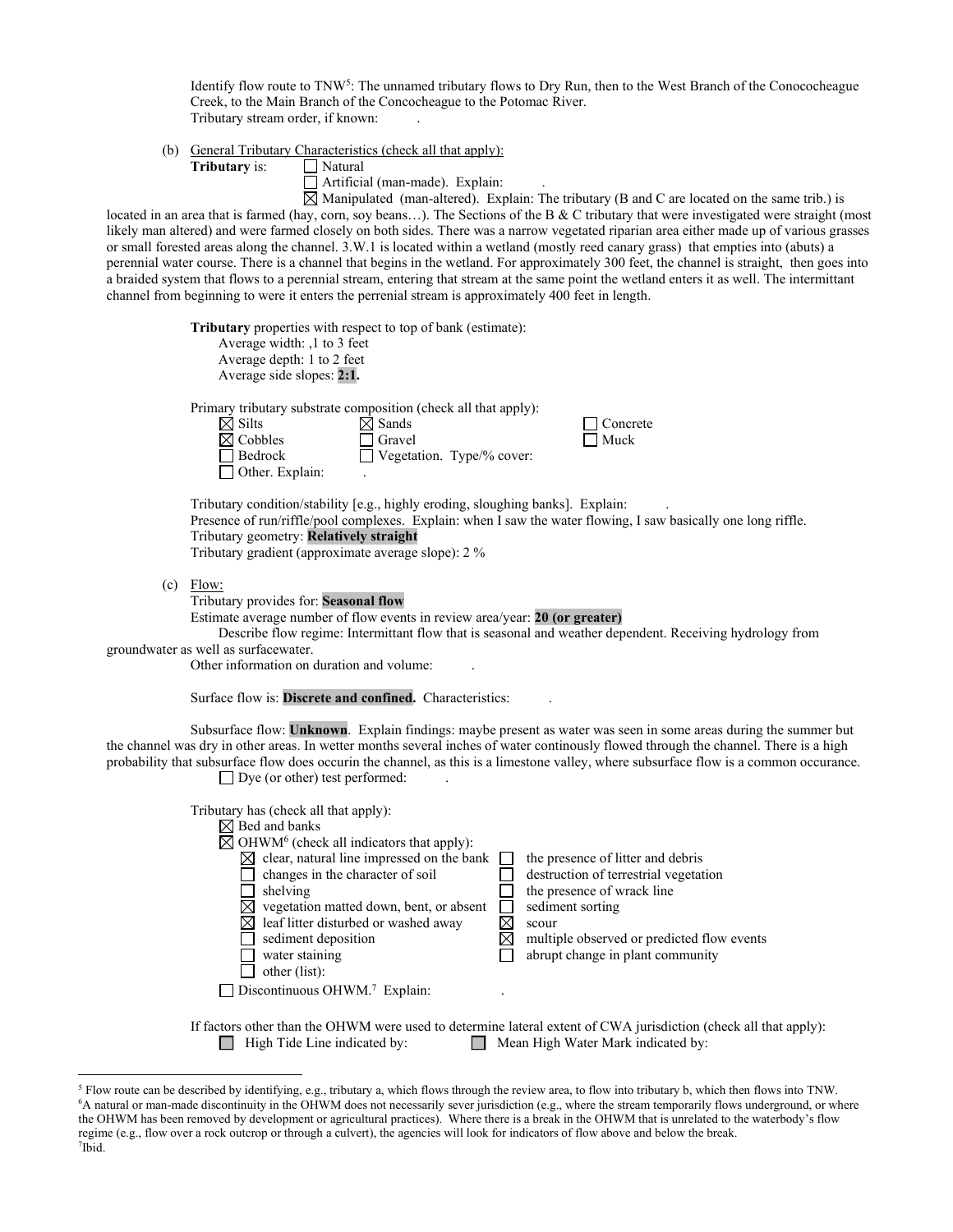Identify flow route to TNW[5]: The unnamed tributary flows to Dry Run, then to the West Branch of the Conococheague Creek, to the Main Branch of the Concocheague to the Potomac River.
Tributary stream order, if known: .

(b) General Tributary Characteristics (check all that apply):

**Tributary** is:
- ☐ Natural
- ☐ Artificial (man-made). Explain: .
- ☒ Manipulated (man-altered). Explain: The tributary (B and C are located on the same trib.) is located in an area that is farmed (hay, corn, soy beans…). The Sections of the B & C tributary that were investigated were straight (most likely man altered) and were farmed closely on both sides. There was a narrow vegetated riparian area either made up of various grasses or small forested areas along the channel. 3.W.1 is located within a wetland (mostly reed canary grass) that empties into (abuts) a perennial water course. There is a channel that begins in the wetland. For approximately 300 feet, the channel is straight, then goes into a braided system that flows to a perennial stream, entering that stream at the same point the wetland enters it as well. The intermittant channel from beginning to were it enters the perrenial stream is approximately 400 feet in length.

**Tributary** properties with respect to top of bank (estimate):
- Average width: ,1 to 3 feet
- Average depth: 1 to 2 feet
- Average side slopes: **2:1.**

Primary tributary substrate composition (check all that apply):

| | | |
|---|---|---|
| ☒ Silts | ☒ Sands | ☐ Concrete |
| ☒ Cobbles | ☐ Gravel | ☐ Muck |
| ☐ Bedrock | ☐ Vegetation. Type/% cover: | |
| ☐ Other. Explain: . | | |

Tributary condition/stability [e.g., highly eroding, sloughing banks]. Explain: .
Presence of run/riffle/pool complexes. Explain: when I saw the water flowing, I saw basically one long riffle.
Tributary geometry: **Relatively straight**
Tributary gradient (approximate average slope): 2 %

(c) Flow:

Tributary provides for: **Seasonal flow**
Estimate average number of flow events in review area/year: **20 (or greater)**
Describe flow regime: Intermittant flow that is seasonal and weather dependent. Receiving hydrology from groundwater as well as surfacewater.
Other information on duration and volume: .

Surface flow is: **Discrete and confined.** Characteristics: .

Subsurface flow: **Unknown**. Explain findings: maybe present as water was seen in some areas during the summer but the channel was dry in other areas. In wetter months several inches of water continously flowed through the channel. There is a high probability that subsurface flow does occurin the channel, as this is a limestone valley, where subsurface flow is a common occurance.
☐ Dye (or other) test performed: .

Tributary has (check all that apply):
- ☒ Bed and banks
- ☒ OHWM[6] (check all indicators that apply):

| | |
|---|---|
| ☒ clear, natural line impressed on the bank | ☐ the presence of litter and debris |
| ☐ changes in the character of soil | ☐ destruction of terrestrial vegetation |
| ☐ shelving | ☐ the presence of wrack line |
| ☒ vegetation matted down, bent, or absent | ☐ sediment sorting |
| ☒ leaf litter disturbed or washed away | ☒ scour |
| ☐ sediment deposition | ☒ multiple observed or predicted flow events |
| ☐ water staining | ☐ abrupt change in plant community |
| ☐ other (list): | |

☐ Discontinuous OHWM.[7] Explain: .

If factors other than the OHWM were used to determine lateral extent of CWA jurisdiction (check all that apply):
☐ High Tide Line indicated by: ☐ Mean High Water Mark indicated by:

---

[5] Flow route can be described by identifying, e.g., tributary a, which flows through the review area, to flow into tributary b, which then flows into TNW.
[6] A natural or man-made discontinuity in the OHWM does not necessarily sever jurisdiction (e.g., where the stream temporarily flows underground, or where the OHWM has been removed by development or agricultural practices). Where there is a break in the OHWM that is unrelated to the waterbody's flow regime (e.g., flow over a rock outcrop or through a culvert), the agencies will look for indicators of flow above and below the break.
[7] Ibid.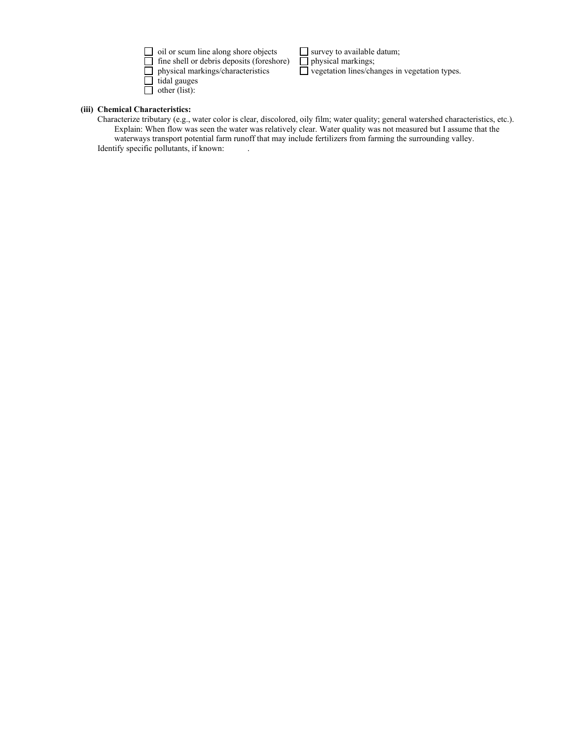- ☐ oil or scum line along shore objects
- ☐ fine shell or debris deposits (foreshore)
- ☐ physical markings/characteristics
- ☐ tidal gauges
- ☐ other (list):
- ☐ survey to available datum;
- ☐ physical markings;
- ☐ vegetation lines/changes in vegetation types.

**(iii) Chemical Characteristics:**

Characterize tributary (e.g., water color is clear, discolored, oily film; water quality; general watershed characteristics, etc.).

Explain: When flow was seen the water was relatively clear. Water quality was not measured but I assume that the waterways transport potential farm runoff that may include fertilizers from farming the surrounding valley.

Identify specific pollutants, if known: .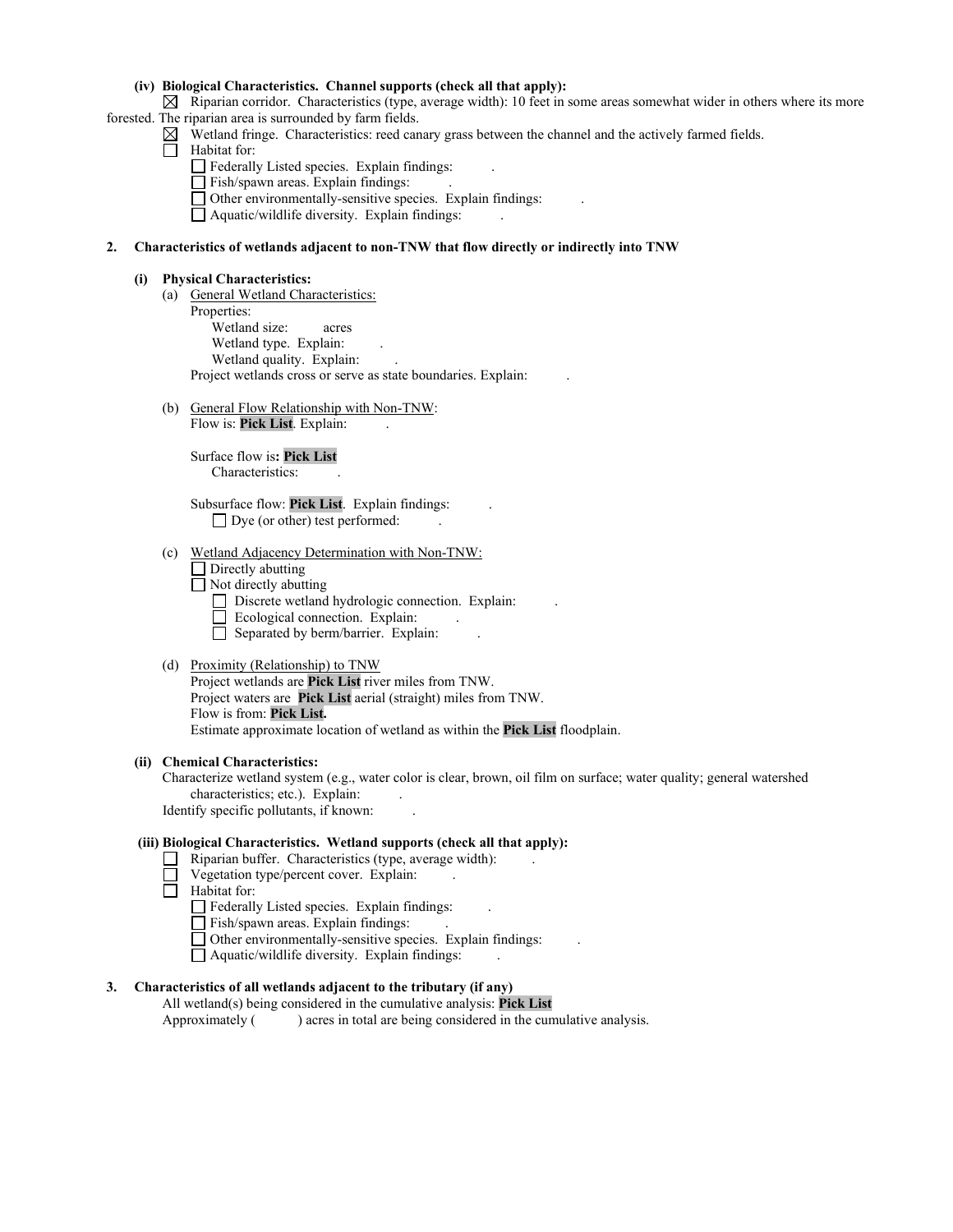**(iv) Biological Characteristics. Channel supports (check all that apply):**

☒ Riparian corridor. Characteristics (type, average width): 10 feet in some areas somewhat wider in others where its more forested. The riparian area is surrounded by farm fields.

☒ Wetland fringe. Characteristics: reed canary grass between the channel and the actively farmed fields.

☐ Habitat for:

- ☐ Federally Listed species. Explain findings: .
- ☐ Fish/spawn areas. Explain findings: .
- ☐ Other environmentally-sensitive species. Explain findings: .
- ☐ Aquatic/wildlife diversity. Explain findings: .

**2. Characteristics of wetlands adjacent to non-TNW that flow directly or indirectly into TNW**

**(i) Physical Characteristics:**

(a) General Wetland Characteristics:

Properties:

Wetland size: acres

Wetland type. Explain: .

Wetland quality. Explain: .

Project wetlands cross or serve as state boundaries. Explain: .

(b) General Flow Relationship with Non-TNW:

Flow is: **Pick List**. Explain: .

Surface flow is**: Pick List**

Characteristics: .

Subsurface flow: **Pick List**. Explain findings: .

☐ Dye (or other) test performed: .

(c) Wetland Adjacency Determination with Non-TNW:

☐ Directly abutting

☐ Not directly abutting

- ☐ Discrete wetland hydrologic connection. Explain: .
- ☐ Ecological connection. Explain: .
- ☐ Separated by berm/barrier. Explain: .

(d) Proximity (Relationship) to TNW

Project wetlands are **Pick List** river miles from TNW.

Project waters are **Pick List** aerial (straight) miles from TNW.

Flow is from: **Pick List.**

Estimate approximate location of wetland as within the **Pick List** floodplain.

**(ii) Chemical Characteristics:**

Characterize wetland system (e.g., water color is clear, brown, oil film on surface; water quality; general watershed characteristics; etc.). Explain: .

Identify specific pollutants, if known: .

**(iii) Biological Characteristics. Wetland supports (check all that apply):**

☐ Riparian buffer. Characteristics (type, average width): .

☐ Vegetation type/percent cover. Explain: .

☐ Habitat for:

- ☐ Federally Listed species. Explain findings: .
- ☐ Fish/spawn areas. Explain findings: .
- ☐ Other environmentally-sensitive species. Explain findings: .
- ☐ Aquatic/wildlife diversity. Explain findings: .

**3. Characteristics of all wetlands adjacent to the tributary (if any)**

All wetland(s) being considered in the cumulative analysis: **Pick List**

Approximately ( ) acres in total are being considered in the cumulative analysis.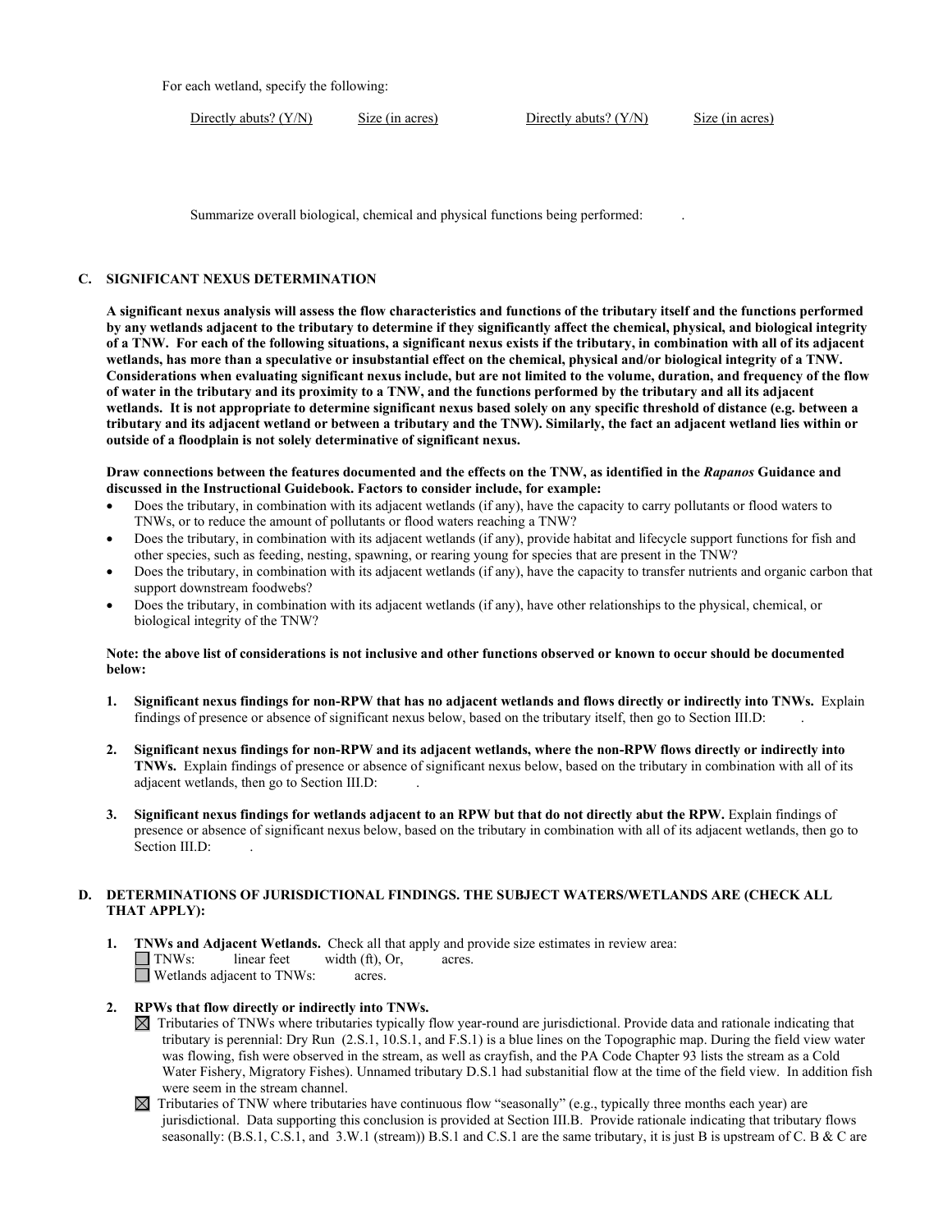For each wetland, specify the following:

| Directly abuts? (Y/N) | Size (in acres) | Directly abuts? (Y/N) | Size (in acres) |
|---|---|---|---|

Summarize overall biological, chemical and physical functions being performed: .

## C. SIGNIFICANT NEXUS DETERMINATION

**A significant nexus analysis will assess the flow characteristics and functions of the tributary itself and the functions performed by any wetlands adjacent to the tributary to determine if they significantly affect the chemical, physical, and biological integrity of a TNW. For each of the following situations, a significant nexus exists if the tributary, in combination with all of its adjacent wetlands, has more than a speculative or insubstantial effect on the chemical, physical and/or biological integrity of a TNW. Considerations when evaluating significant nexus include, but are not limited to the volume, duration, and frequency of the flow of water in the tributary and its proximity to a TNW, and the functions performed by the tributary and all its adjacent wetlands. It is not appropriate to determine significant nexus based solely on any specific threshold of distance (e.g. between a tributary and its adjacent wetland or between a tributary and the TNW). Similarly, the fact an adjacent wetland lies within or outside of a floodplain is not solely determinative of significant nexus.**

**Draw connections between the features documented and the effects on the TNW, as identified in the *Rapanos* Guidance and discussed in the Instructional Guidebook. Factors to consider include, for example:**

- Does the tributary, in combination with its adjacent wetlands (if any), have the capacity to carry pollutants or flood waters to TNWs, or to reduce the amount of pollutants or flood waters reaching a TNW?
- Does the tributary, in combination with its adjacent wetlands (if any), provide habitat and lifecycle support functions for fish and other species, such as feeding, nesting, spawning, or rearing young for species that are present in the TNW?
- Does the tributary, in combination with its adjacent wetlands (if any), have the capacity to transfer nutrients and organic carbon that support downstream foodwebs?
- Does the tributary, in combination with its adjacent wetlands (if any), have other relationships to the physical, chemical, or biological integrity of the TNW?

**Note: the above list of considerations is not inclusive and other functions observed or known to occur should be documented below:**

1. **Significant nexus findings for non-RPW that has no adjacent wetlands and flows directly or indirectly into TNWs.** Explain findings of presence or absence of significant nexus below, based on the tributary itself, then go to Section III.D: .

2. **Significant nexus findings for non-RPW and its adjacent wetlands, where the non-RPW flows directly or indirectly into TNWs.** Explain findings of presence or absence of significant nexus below, based on the tributary in combination with all of its adjacent wetlands, then go to Section III.D: .

3. **Significant nexus findings for wetlands adjacent to an RPW but that do not directly abut the RPW.** Explain findings of presence or absence of significant nexus below, based on the tributary in combination with all of its adjacent wetlands, then go to Section III.D: .

## D. DETERMINATIONS OF JURISDICTIONAL FINDINGS. THE SUBJECT WATERS/WETLANDS ARE (CHECK ALL THAT APPLY):

1. **TNWs and Adjacent Wetlands.** Check all that apply and provide size estimates in review area:
   - ☐ TNWs: linear feet width (ft), Or, acres.
   - ☐ Wetlands adjacent to TNWs: acres.

2. **RPWs that flow directly or indirectly into TNWs.**
   - ☒ Tributaries of TNWs where tributaries typically flow year-round are jurisdictional. Provide data and rationale indicating that tributary is perennial: Dry Run (2.S.1, 10.S.1, and F.S.1) is a blue lines on the Topographic map. During the field view water was flowing, fish were observed in the stream, as well as crayfish, and the PA Code Chapter 93 lists the stream as a Cold Water Fishery, Migratory Fishes). Unnamed tributary D.S.1 had substanitial flow at the time of the field view. In addition fish were seem in the stream channel.
   - ☒ Tributaries of TNW where tributaries have continuous flow "seasonally" (e.g., typically three months each year) are jurisdictional. Data supporting this conclusion is provided at Section III.B. Provide rationale indicating that tributary flows seasonally: (B.S.1, C.S.1, and 3.W.1 (stream)) B.S.1 and C.S.1 are the same tributary, it is just B is upstream of C. B & C are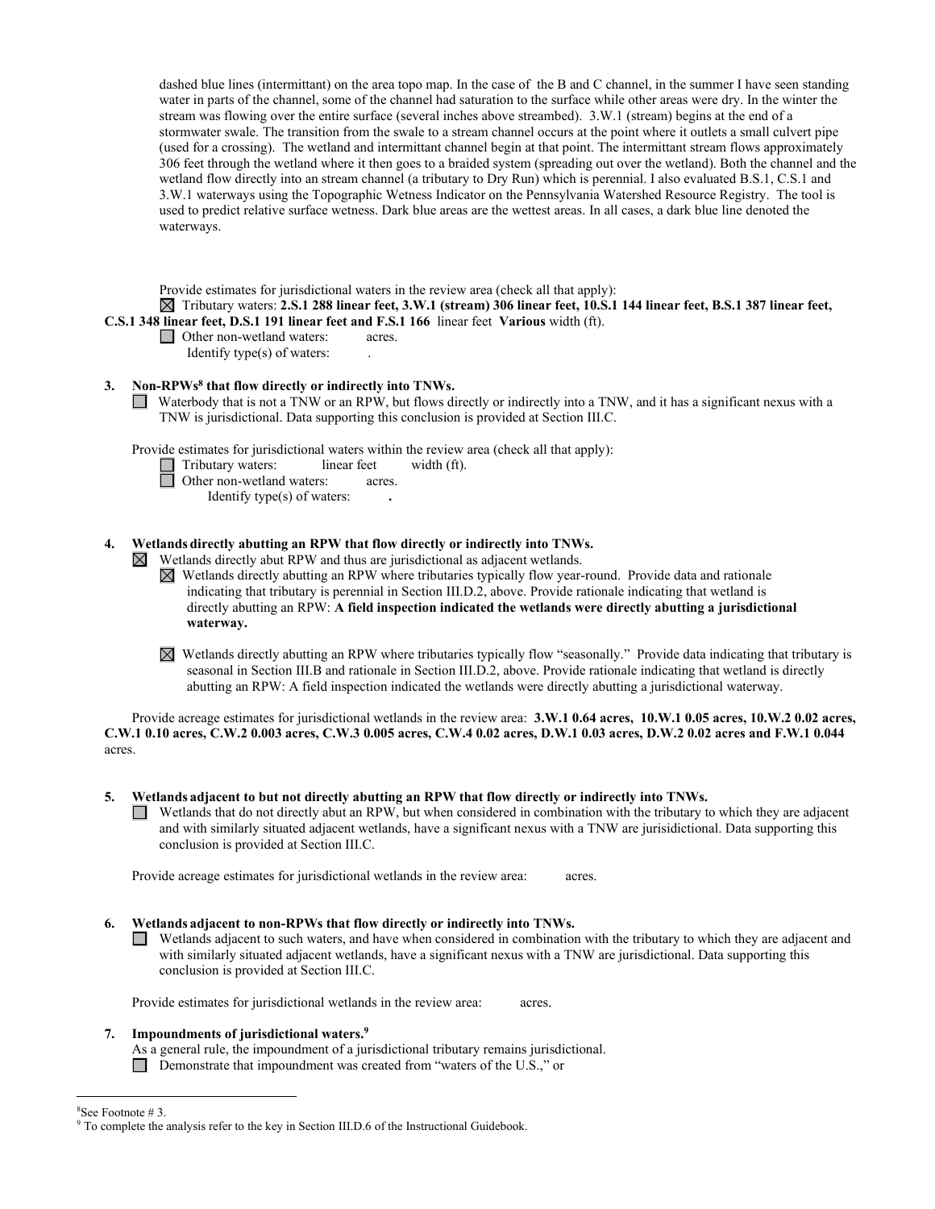dashed blue lines (intermittant) on the area topo map. In the case of the B and C channel, in the summer I have seen standing water in parts of the channel, some of the channel had saturation to the surface while other areas were dry. In the winter the stream was flowing over the entire surface (several inches above streambed). 3.W.1 (stream) begins at the end of a stormwater swale. The transition from the swale to a stream channel occurs at the point where it outlets a small culvert pipe (used for a crossing). The wetland and intermittant channel begin at that point. The intermittant stream flows approximately 306 feet through the wetland where it then goes to a braided system (spreading out over the wetland). Both the channel and the wetland flow directly into an stream channel (a tributary to Dry Run) which is perennial. I also evaluated B.S.1, C.S.1 and 3.W.1 waterways using the Topographic Wetness Indicator on the Pennsylvania Watershed Resource Registry. The tool is used to predict relative surface wetness. Dark blue areas are the wettest areas. In all cases, a dark blue line denoted the waterways.

Provide estimates for jurisdictional waters in the review area (check all that apply):

☒ Tributary waters: **2.S.1 288 linear feet, 3.W.1 (stream) 306 linear feet, 10.S.1 144 linear feet, B.S.1 387 linear feet, C.S.1 348 linear feet, D.S.1 191 linear feet and F.S.1 166** linear feet **Various** width (ft).

☐ Other non-wetland waters: acres.

Identify type(s) of waters: .

**3. Non-RPWs[8] that flow directly or indirectly into TNWs.**

☐ Waterbody that is not a TNW or an RPW, but flows directly or indirectly into a TNW, and it has a significant nexus with a TNW is jurisdictional. Data supporting this conclusion is provided at Section III.C.

Provide estimates for jurisdictional waters within the review area (check all that apply):

☐ Tributary waters: linear feet width (ft).

☐ Other non-wetland waters: acres.

Identify type(s) of waters: **.**

**4. Wetlands directly abutting an RPW that flow directly or indirectly into TNWs.**

☒ Wetlands directly abut RPW and thus are jurisdictional as adjacent wetlands.

☒ Wetlands directly abutting an RPW where tributaries typically flow year-round. Provide data and rationale indicating that tributary is perennial in Section III.D.2, above. Provide rationale indicating that wetland is directly abutting an RPW: **A field inspection indicated the wetlands were directly abutting a jurisdictional waterway.**

☒ Wetlands directly abutting an RPW where tributaries typically flow "seasonally." Provide data indicating that tributary is seasonal in Section III.B and rationale in Section III.D.2, above. Provide rationale indicating that wetland is directly abutting an RPW: A field inspection indicated the wetlands were directly abutting a jurisdictional waterway.

Provide acreage estimates for jurisdictional wetlands in the review area: **3.W.1 0.64 acres, 10.W.1 0.05 acres, 10.W.2 0.02 acres, C.W.1 0.10 acres, C.W.2 0.003 acres, C.W.3 0.005 acres, C.W.4 0.02 acres, D.W.1 0.03 acres, D.W.2 0.02 acres and F.W.1 0.044** acres.

**5. Wetlands adjacent to but not directly abutting an RPW that flow directly or indirectly into TNWs.**

☐ Wetlands that do not directly abut an RPW, but when considered in combination with the tributary to which they are adjacent and with similarly situated adjacent wetlands, have a significant nexus with a TNW are jurisidictional. Data supporting this conclusion is provided at Section III.C.

Provide acreage estimates for jurisdictional wetlands in the review area: acres.

**6. Wetlands adjacent to non-RPWs that flow directly or indirectly into TNWs.**

☐ Wetlands adjacent to such waters, and have when considered in combination with the tributary to which they are adjacent and with similarly situated adjacent wetlands, have a significant nexus with a TNW are jurisdictional. Data supporting this conclusion is provided at Section III.C.

Provide estimates for jurisdictional wetlands in the review area: acres.

**7. Impoundments of jurisdictional waters.[9]**

As a general rule, the impoundment of a jurisdictional tributary remains jurisdictional.

☐ Demonstrate that impoundment was created from "waters of the U.S.," or

---

[8] See Footnote # 3.

[9] To complete the analysis refer to the key in Section III.D.6 of the Instructional Guidebook.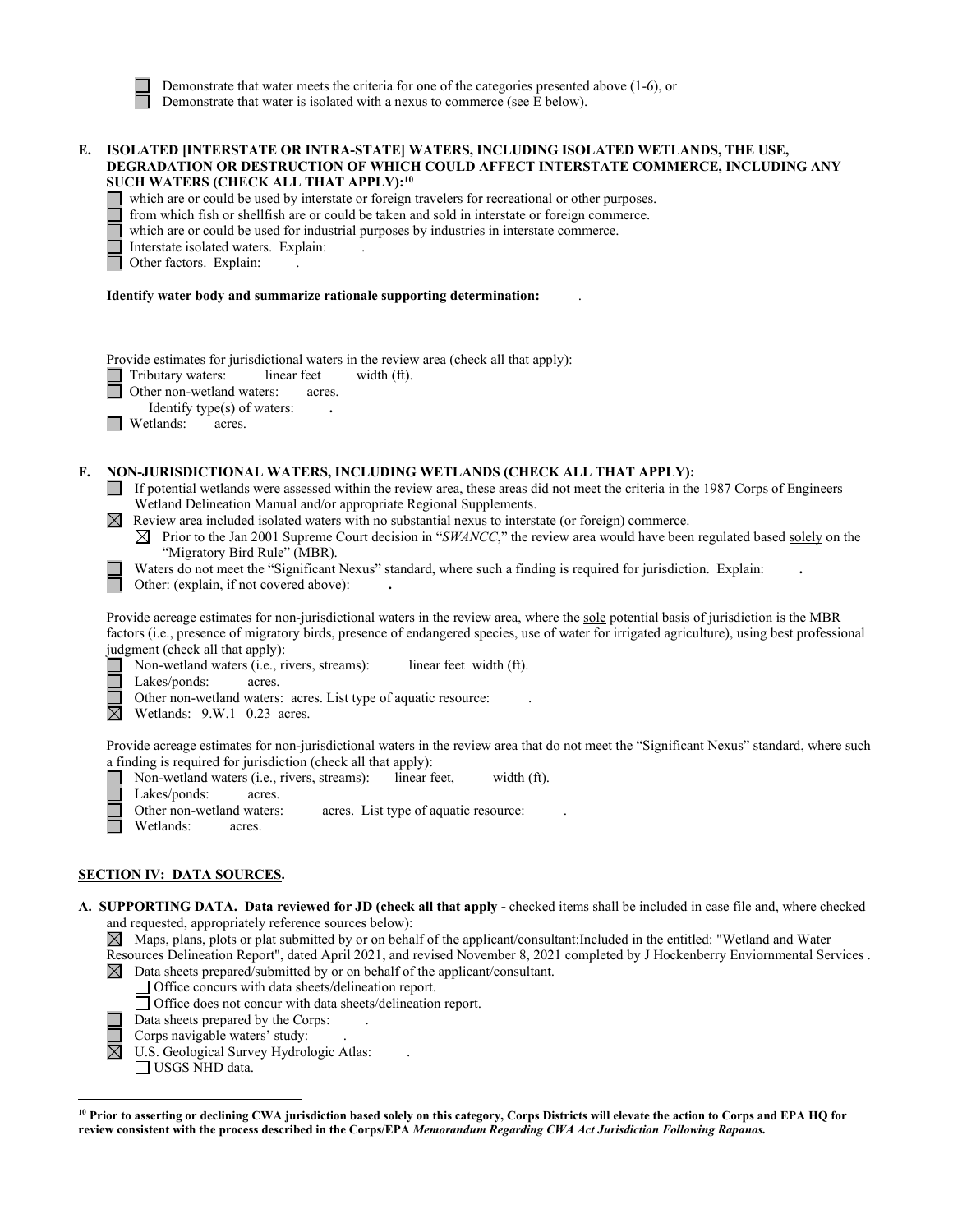- ☐ Demonstrate that water meets the criteria for one of the categories presented above (1-6), or
- ☐ Demonstrate that water is isolated with a nexus to commerce (see E below).

**E. ISOLATED [INTERSTATE OR INTRA-STATE] WATERS, INCLUDING ISOLATED WETLANDS, THE USE, DEGRADATION OR DESTRUCTION OF WHICH COULD AFFECT INTERSTATE COMMERCE, INCLUDING ANY SUCH WATERS (CHECK ALL THAT APPLY):[10]**

- ☐ which are or could be used by interstate or foreign travelers for recreational or other purposes.
- ☐ from which fish or shellfish are or could be taken and sold in interstate or foreign commerce.
- ☐ which are or could be used for industrial purposes by industries in interstate commerce.
- ☐ Interstate isolated waters. Explain: .
- ☐ Other factors. Explain: .

**Identify water body and summarize rationale supporting determination:** .

Provide estimates for jurisdictional waters in the review area (check all that apply):

- ☐ Tributary waters: linear feet width (ft).
- ☐ Other non-wetland waters: acres.
  - Identify type(s) of waters: **.**
- ☐ Wetlands: acres.

**F. NON-JURISDICTIONAL WATERS, INCLUDING WETLANDS (CHECK ALL THAT APPLY):**

- ☐ If potential wetlands were assessed within the review area, these areas did not meet the criteria in the 1987 Corps of Engineers Wetland Delineation Manual and/or appropriate Regional Supplements.
- ☒ Review area included isolated waters with no substantial nexus to interstate (or foreign) commerce.
  - ☒ Prior to the Jan 2001 Supreme Court decision in "*SWANCC*," the review area would have been regulated based solely on the "Migratory Bird Rule" (MBR).
- ☐ Waters do not meet the "Significant Nexus" standard, where such a finding is required for jurisdiction. Explain: **.**
- ☐ Other: (explain, if not covered above): **.**

Provide acreage estimates for non-jurisdictional waters in the review area, where the sole potential basis of jurisdiction is the MBR factors (i.e., presence of migratory birds, presence of endangered species, use of water for irrigated agriculture), using best professional judgment (check all that apply):

- ☐ Non-wetland waters (i.e., rivers, streams): linear feet width (ft).
- ☐ Lakes/ponds: acres.
- ☐ Other non-wetland waters: acres. List type of aquatic resource: .
- ☒ Wetlands: 9.W.1 0.23 acres.

Provide acreage estimates for non-jurisdictional waters in the review area that do not meet the "Significant Nexus" standard, where such a finding is required for jurisdiction (check all that apply):

- ☐ Non-wetland waters (i.e., rivers, streams): linear feet, width (ft).
- ☐ Lakes/ponds: acres.
- ☐ Other non-wetland waters: acres. List type of aquatic resource: .
- ☐ Wetlands: acres.

## SECTION IV: DATA SOURCES.

**A. SUPPORTING DATA. Data reviewed for JD (check all that apply -** checked items shall be included in case file and, where checked and requested, appropriately reference sources below):

- ☒ Maps, plans, plots or plat submitted by or on behalf of the applicant/consultant:Included in the entitled: "Wetland and Water Resources Delineation Report", dated April 2021, and revised November 8, 2021 completed by J Hockenberry Enviornmental Services .
- ☒ Data sheets prepared/submitted by or on behalf of the applicant/consultant.
  - ☐ Office concurs with data sheets/delineation report.
  - ☐ Office does not concur with data sheets/delineation report.
- ☐ Data sheets prepared by the Corps: .
- ☐ Corps navigable waters' study: .
- ☒ U.S. Geological Survey Hydrologic Atlas: .
  - ☐ USGS NHD data.

---

[10] **Prior to asserting or declining CWA jurisdiction based solely on this category, Corps Districts will elevate the action to Corps and EPA HQ for review consistent with the process described in the Corps/EPA *Memorandum Regarding CWA Act Jurisdiction Following Rapanos.***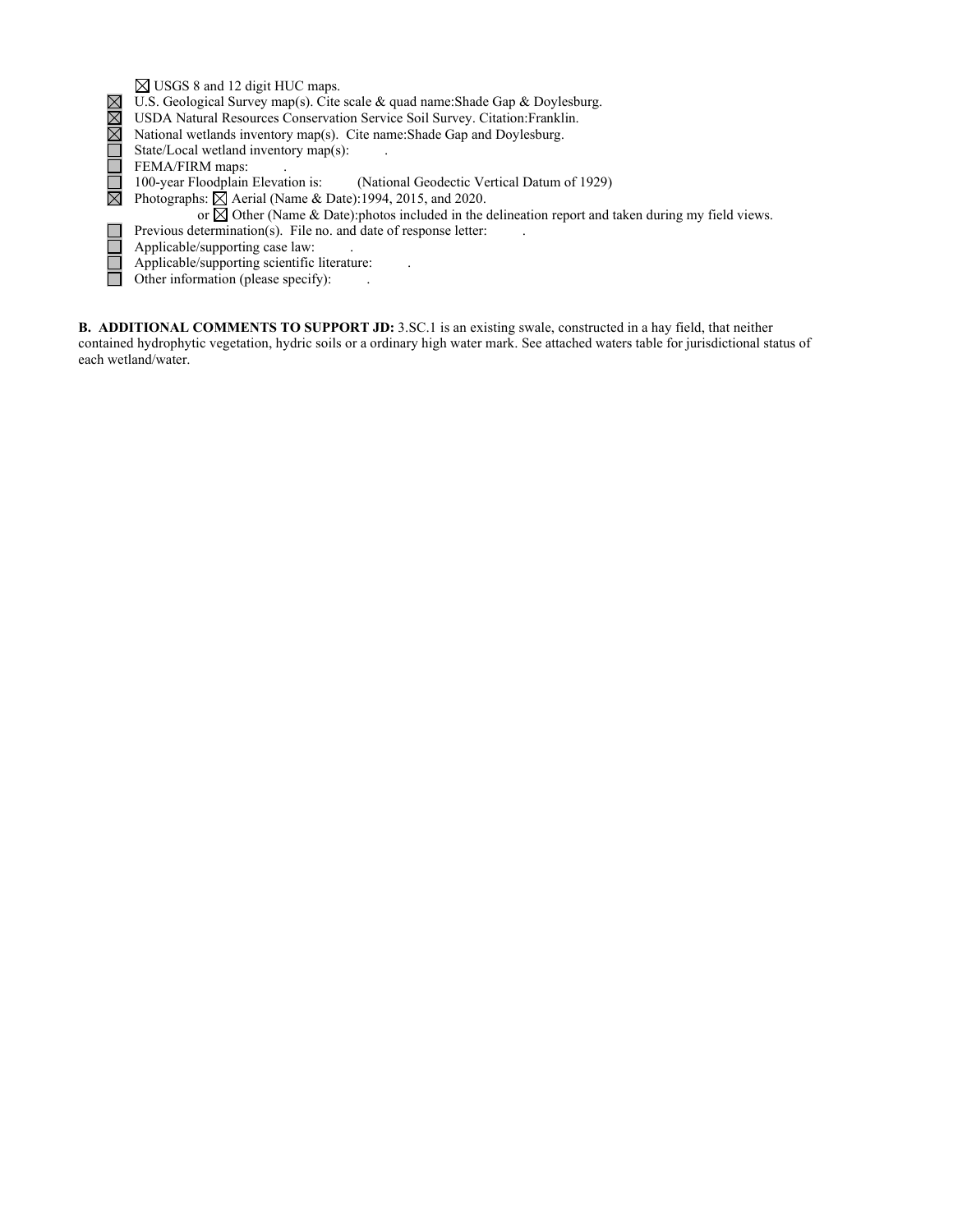- ☒ USGS 8 and 12 digit HUC maps.
- ☒ U.S. Geological Survey map(s). Cite scale & quad name:Shade Gap & Doylesburg.
- ☒ USDA Natural Resources Conservation Service Soil Survey. Citation:Franklin.
- ☒ National wetlands inventory map(s). Cite name:Shade Gap and Doylesburg.
- ☐ State/Local wetland inventory map(s): .
- ☐ FEMA/FIRM maps: .
- ☐ 100-year Floodplain Elevation is: (National Geodectic Vertical Datum of 1929)
- ☒ Photographs: ☒ Aerial (Name & Date):1994, 2015, and 2020.
  - or ☒ Other (Name & Date):photos included in the delineation report and taken during my field views.
- ☐ Previous determination(s). File no. and date of response letter: .
- ☐ Applicable/supporting case law: .
- ☐ Applicable/supporting scientific literature: .
- ☐ Other information (please specify): .

**B. ADDITIONAL COMMENTS TO SUPPORT JD:** 3.SC.1 is an existing swale, constructed in a hay field, that neither contained hydrophytic vegetation, hydric soils or a ordinary high water mark. See attached waters table for jurisdictional status of each wetland/water.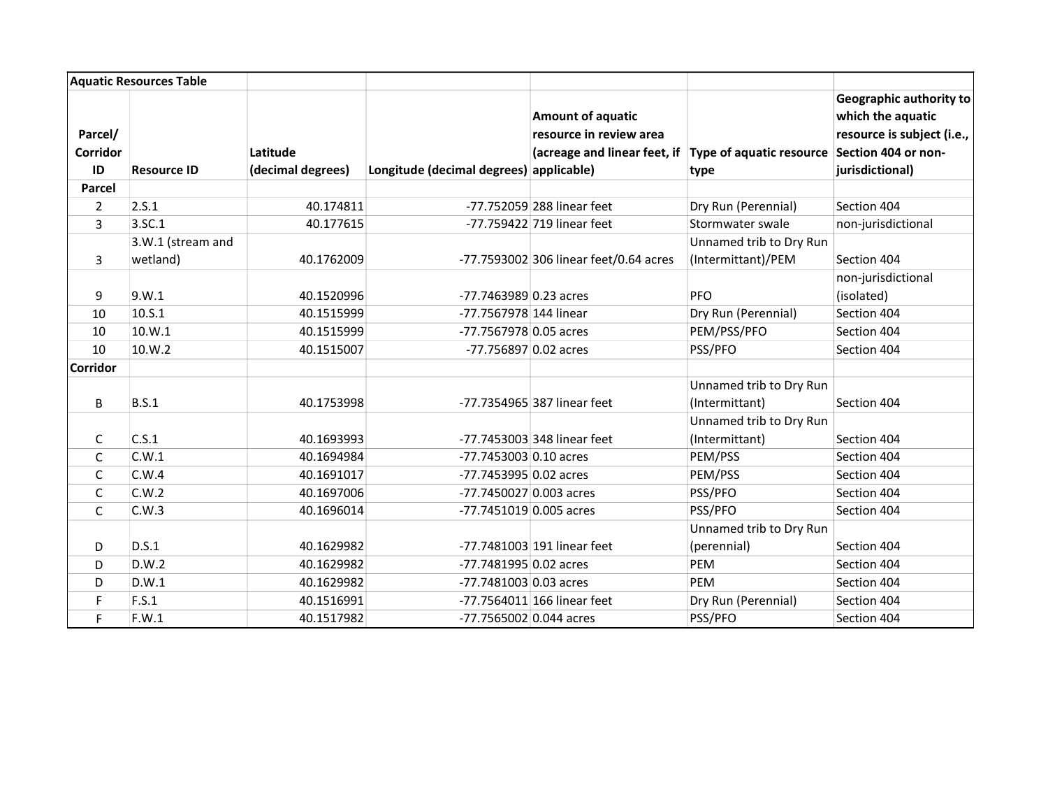| Aquatic Resources Table | | | | | | |
|---|---|---|---|---|---|---|
| **Parcel/ Corridor ID** | **Resource ID** | **Latitude (decimal degrees)** | **Longitude (decimal degrees)** | **Amount of aquatic resource in review area (acreage and linear feet, if applicable)** | **Type of aquatic resource type** | **Geographic authority to which the aquatic resource is subject (i.e., Section 404 or non-jurisdictional)** |
| **Parcel** | | | | | | |
| 2 | 2.S.1 | 40.174811 | -77.752059 | 288 linear feet | Dry Run (Perennial) | Section 404 |
| 3 | 3.SC.1 | 40.177615 | -77.759422 | 719 linear feet | Stormwater swale | non-jurisdictional |
| 3 | 3.W.1 (stream and wetland) | 40.1762009 | -77.7593002 | 306 linear feet/0.64 acres | Unnamed trib to Dry Run (Intermittant)/PEM | Section 404 |
| 9 | 9.W.1 | 40.1520996 | -77.7463989 | 0.23 acres | PFO | non-jurisdictional (isolated) |
| 10 | 10.S.1 | 40.1515999 | -77.7567978 | 144 linear | Dry Run (Perennial) | Section 404 |
| 10 | 10.W.1 | 40.1515999 | -77.7567978 | 0.05 acres | PEM/PSS/PFO | Section 404 |
| 10 | 10.W.2 | 40.1515007 | -77.756897 | 0.02 acres | PSS/PFO | Section 404 |
| **Corridor** | | | | | | |
| B | B.S.1 | 40.1753998 | -77.7354965 | 387 linear feet | Unnamed trib to Dry Run (Intermittant) | Section 404 |
| C | C.S.1 | 40.1693993 | -77.7453003 | 348 linear feet | Unnamed trib to Dry Run (Intermittant) | Section 404 |
| C | C.W.1 | 40.1694984 | -77.7453003 | 0.10 acres | PEM/PSS | Section 404 |
| C | C.W.4 | 40.1691017 | -77.7453995 | 0.02 acres | PEM/PSS | Section 404 |
| C | C.W.2 | 40.1697006 | -77.7450027 | 0.003 acres | PSS/PFO | Section 404 |
| C | C.W.3 | 40.1696014 | -77.7451019 | 0.005 acres | PSS/PFO | Section 404 |
| D | D.S.1 | 40.1629982 | -77.7481003 | 191 linear feet | Unnamed trib to Dry Run (perennial) | Section 404 |
| D | D.W.2 | 40.1629982 | -77.7481995 | 0.02 acres | PEM | Section 404 |
| D | D.W.1 | 40.1629982 | -77.7481003 | 0.03 acres | PEM | Section 404 |
| F | F.S.1 | 40.1516991 | -77.7564011 | 166 linear feet | Dry Run (Perennial) | Section 404 |
| F | F.W.1 | 40.1517982 | -77.7565002 | 0.044 acres | PSS/PFO | Section 404 |